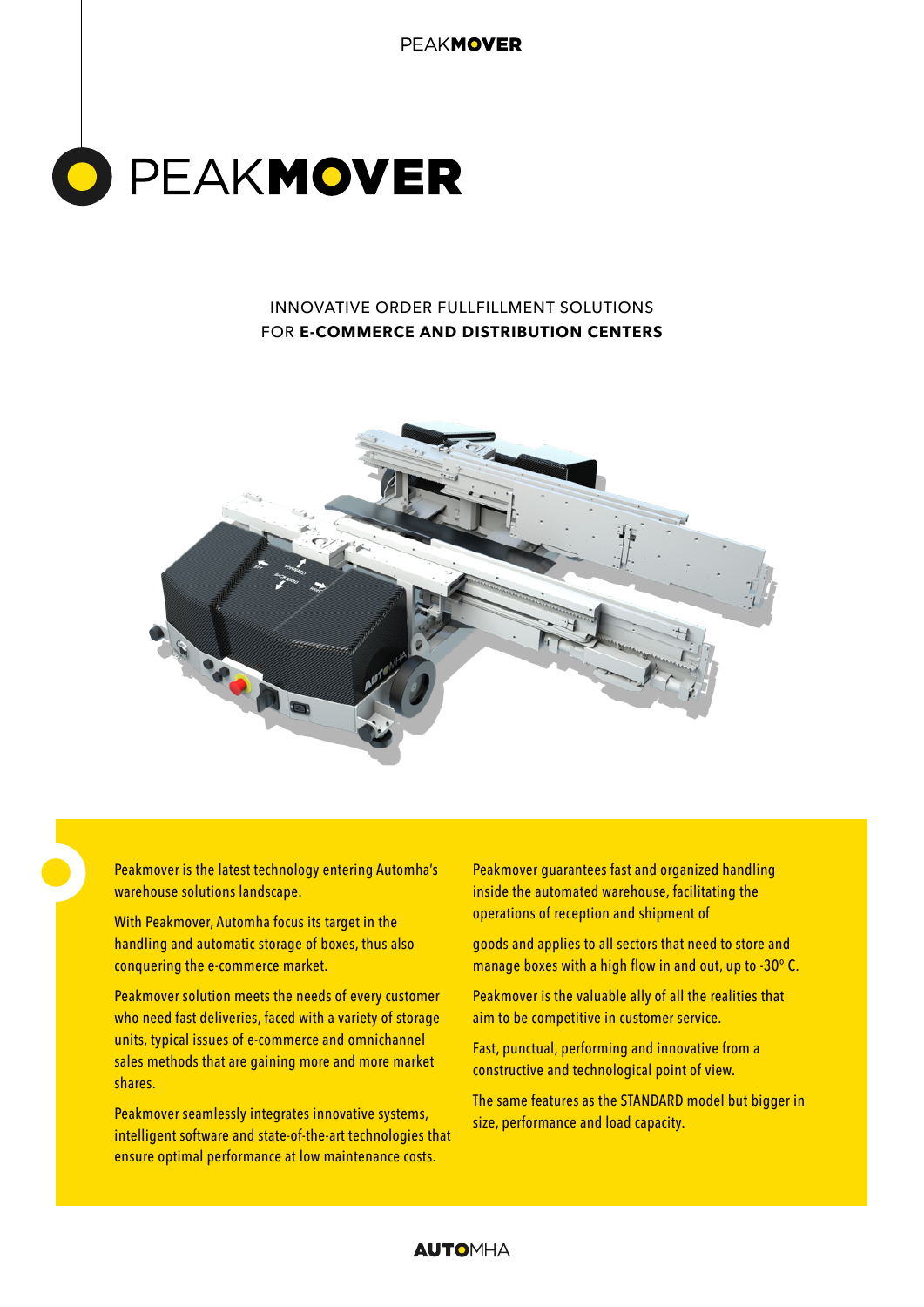# PEAKMOVER

INNOVATIVE ORDER FULLFILLMENT SOLUTIONS
FOR **E-COMMERCE AND DISTRIBUTION CENTERS**

Peakmover is the latest technology entering Automha's warehouse solutions landscape.

With Peakmover, Automha focus its target in the handling and automatic storage of boxes, thus also conquering the e-commerce market.

Peakmover solution meets the needs of every customer who need fast deliveries, faced with a variety of storage units, typical issues of e-commerce and omnichannel sales methods that are gaining more and more market shares.

Peakmover seamlessly integrates innovative systems, intelligent software and state-of-the-art technologies that ensure optimal performance at low maintenance costs.

Peakmover guarantees fast and organized handling inside the automated warehouse, facilitating the operations of reception and shipment of

goods and applies to all sectors that need to store and manage boxes with a high flow in and out, up to -30° C.

Peakmover is the valuable ally of all the realities that aim to be competitive in customer service.

Fast, punctual, performing and innovative from a constructive and technological point of view.

The same features as the STANDARD model but bigger in size, performance and load capacity.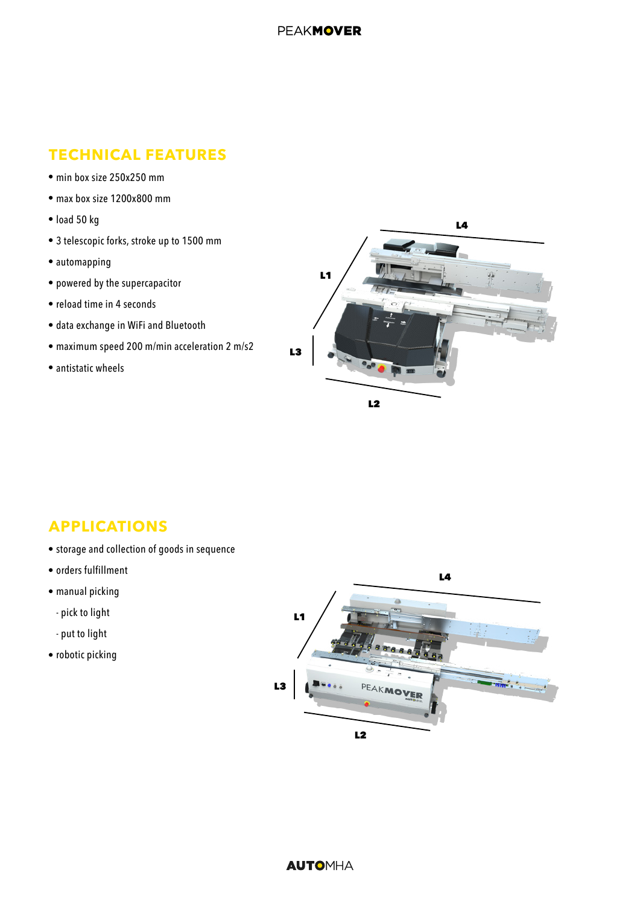## TECHNICAL FEATURES

- min box size 250x250 mm
- max box size 1200x800 mm
- load 50 kg
- 3 telescopic forks, stroke up to 1500 mm
- automapping
- powered by the supercapacitor
- reload time in 4 seconds
- data exchange in WiFi and Bluetooth
- maximum speed 200 m/min acceleration 2 m/s2
- antistatic wheels

L4
L1
L3
L2

## APPLICATIONS

- storage and collection of goods in sequence
- orders fulfillment
- manual picking
  - pick to light
  - put to light
- robotic picking

L4
L1
L3
L2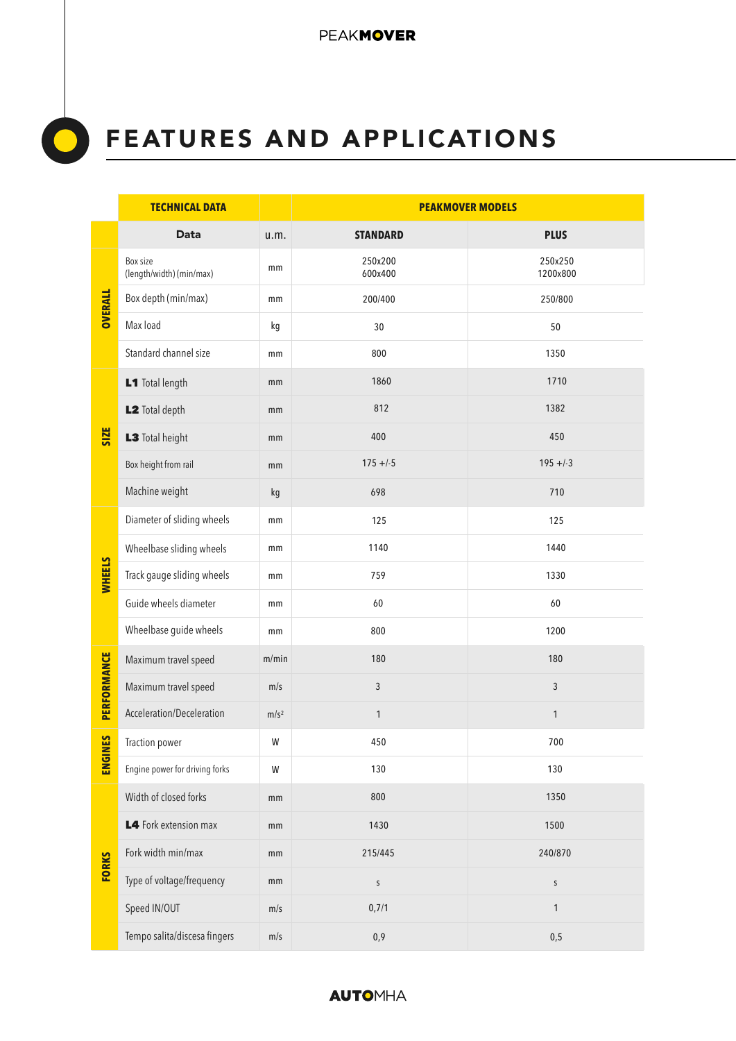# FEATURES AND APPLICATIONS

| | TECHNICAL DATA | | PEAKMOVER MODELS | |
|---|---|---|---|---|
| | **Data** | **u.m.** | **STANDARD** | **PLUS** |
| **OVERALL** | Box size (length/width) (min/max) | mm | 250x200 600x400 | 250x250 1200x800 |
| | Box depth (min/max) | mm | 200/400 | 250/800 |
| | Max load | kg | 30 | 50 |
| | Standard channel size | mm | 800 | 1350 |
| **SIZE** | **L1** Total length | mm | 1860 | 1710 |
| | **L2** Total depth | mm | 812 | 1382 |
| | **L3** Total height | mm | 400 | 450 |
| | Box height from rail | mm | 175 +/-5 | 195 +/-3 |
| | Machine weight | kg | 698 | 710 |
| **WHEELS** | Diameter of sliding wheels | mm | 125 | 125 |
| | Wheelbase sliding wheels | mm | 1140 | 1440 |
| | Track gauge sliding wheels | mm | 759 | 1330 |
| | Guide wheels diameter | mm | 60 | 60 |
| | Wheelbase guide wheels | mm | 800 | 1200 |
| **PERFORMANCE** | Maximum travel speed | m/min | 180 | 180 |
| | Maximum travel speed | m/s | 3 | 3 |
| | Acceleration/Deceleration | $m/s^2$ | 1 | 1 |
| **ENGINES** | Traction power | W | 450 | 700 |
| | Engine power for driving forks | W | 130 | 130 |
| **FORKS** | Width of closed forks | mm | 800 | 1350 |
| | **L4** Fork extension max | mm | 1430 | 1500 |
| | Fork width min/max | mm | 215/445 | 240/870 |
| | Type of voltage/frequency | mm | s | s |
| | Speed IN/OUT | m/s | 0,7/1 | 1 |
| | Tempo salita/discesa fingers | m/s | 0,9 | 0,5 |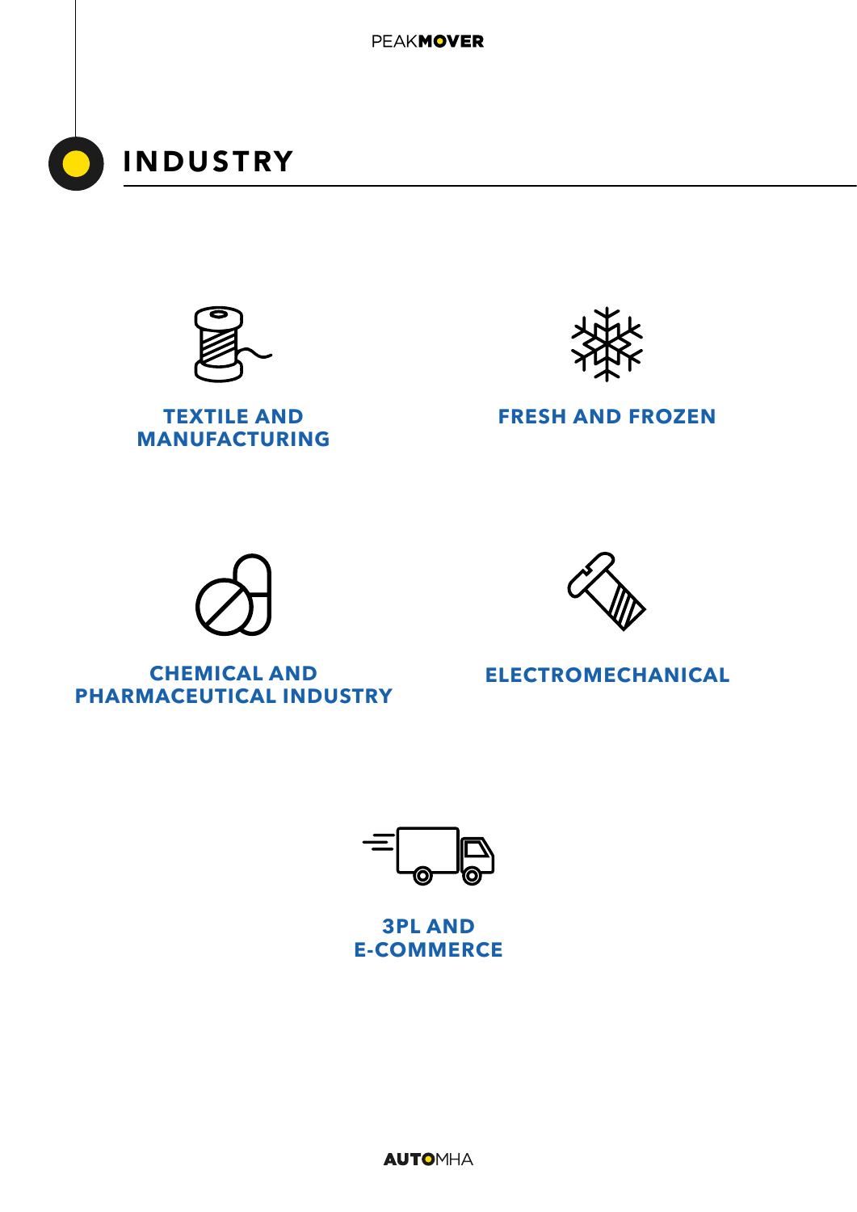# INDUSTRY

**TEXTILE AND MANUFACTURING**

**FRESH AND FROZEN**

**CHEMICAL AND PHARMACEUTICAL INDUSTRY**

**ELECTROMECHANICAL**

**3PL AND E-COMMERCE**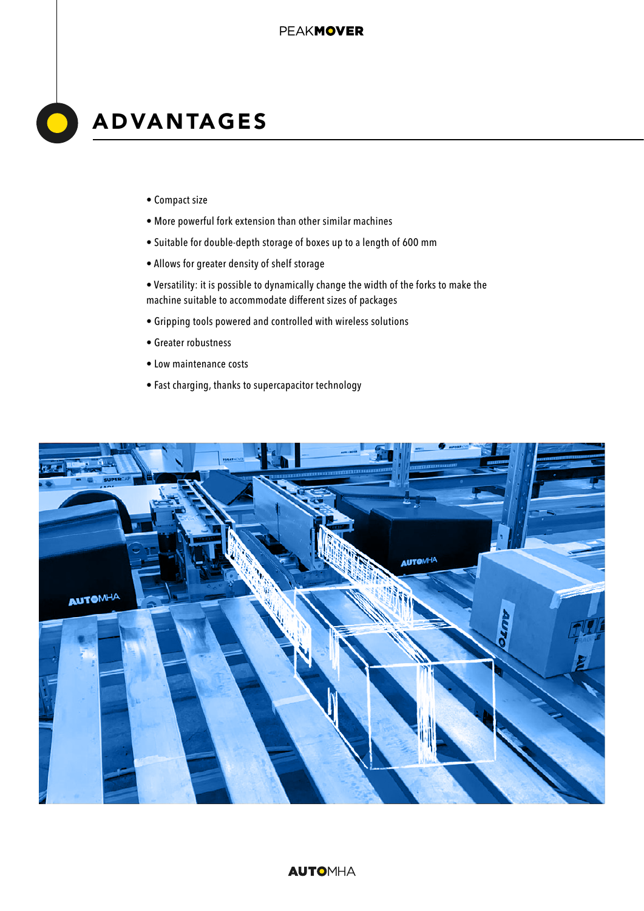# ADVANTAGES

- Compact size
- More powerful fork extension than other similar machines
- Suitable for double-depth storage of boxes up to a length of 600 mm
- Allows for greater density of shelf storage
- Versatility: it is possible to dynamically change the width of the forks to make the machine suitable to accommodate different sizes of packages
- Gripping tools powered and controlled with wireless solutions
- Greater robustness
- Low maintenance costs
- Fast charging, thanks to supercapacitor technology